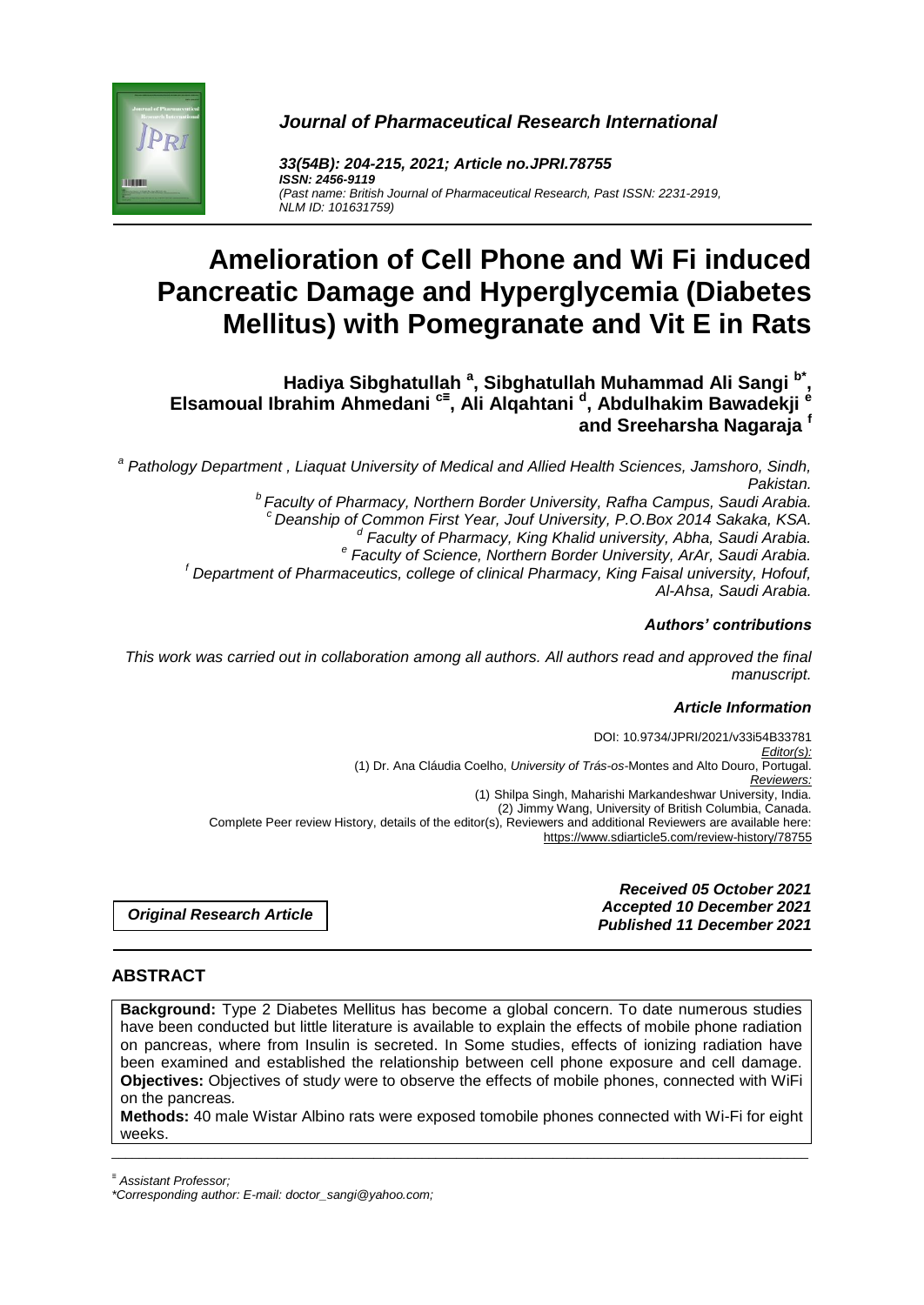*Journal of Pharmaceutical Research International*

*33(54B): 204-215, 2021; Article no.JPRI.78755*
***ISSN: 2456-9119***
*(Past name: British Journal of Pharmaceutical Research, Past ISSN: 2231-2919, NLM ID: 101631759)*

# Amelioration of Cell Phone and Wi Fi induced Pancreatic Damage and Hyperglycemia (Diabetes Mellitus) with Pomegranate and Vit E in Rats

**Hadiya Sibghatullah [a], Sibghatullah Muhammad Ali Sangi [b*], Elsamoual Ibrahim Ahmedani [c≡], Ali Alqahtani [d], Abdulhakim Bawadekji [e] and Sreeharsha Nagaraja [f]**

*[a] Pathology Department , Liaquat University of Medical and Allied Health Sciences, Jamshoro, Sindh, Pakistan.*
*[b] Faculty of Pharmacy, Northern Border University, Rafha Campus, Saudi Arabia.*
*[c] Deanship of Common First Year, Jouf University, P.O.Box 2014 Sakaka, KSA.*
*[d] Faculty of Pharmacy, King Khalid university, Abha, Saudi Arabia.*
*[e] Faculty of Science, Northern Border University, ArAr, Saudi Arabia.*
*[f] Department of Pharmaceutics, college of clinical Pharmacy, King Faisal university, Hofouf, Al-Ahsa, Saudi Arabia.*

***Authors' contributions***

*This work was carried out in collaboration among all authors. All authors read and approved the final manuscript.*

***Article Information***

DOI: 10.9734/JPRI/2021/v33i54B33781
*Editor(s):*
(1) Dr. Ana Cláudia Coelho, *University of Trás-os-*Montes and Alto Douro, Portugal.
*Reviewers:*
(1) Shilpa Singh, Maharishi Markandeshwar University, India.
(2) Jimmy Wang, University of British Columbia, Canada.
Complete Peer review History, details of the editor(s), Reviewers and additional Reviewers are available here: https://www.sdiarticle5.com/review-history/78755

***Original Research Article***

***Received 05 October 2021***
***Accepted 10 December 2021***
***Published 11 December 2021***

## ABSTRACT

**Background:** Type 2 Diabetes Mellitus has become a global concern. To date numerous studies have been conducted but little literature is available to explain the effects of mobile phone radiation on pancreas, where from Insulin is secreted. In Some studies, effects of ionizing radiation have been examined and established the relationship between cell phone exposure and cell damage.
**Objectives:** Objectives of study were to observe the effects of mobile phones, connected with WiFi on the pancreas.
**Methods:** 40 male Wistar Albino rats were exposed tomobile phones connected with Wi-Fi for eight weeks.

---

[≡] *Assistant Professor;*
*\*Corresponding author: E-mail: doctor_sangi@yahoo.com;*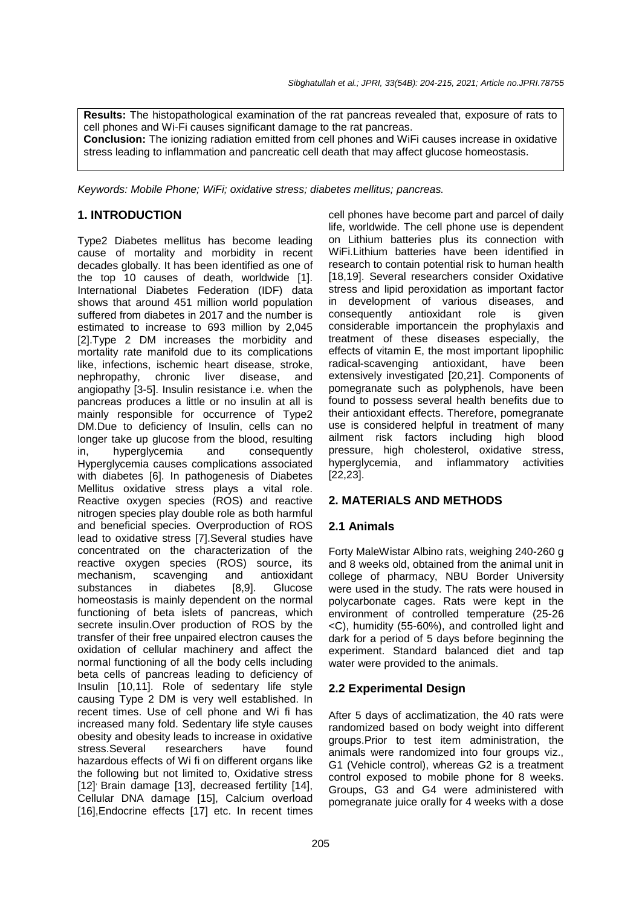**Results:** The histopathological examination of the rat pancreas revealed that, exposure of rats to cell phones and Wi-Fi causes significant damage to the rat pancreas.
**Conclusion:** The ionizing radiation emitted from cell phones and WiFi causes increase in oxidative stress leading to inflammation and pancreatic cell death that may affect glucose homeostasis.

*Keywords: Mobile Phone; WiFi; oxidative stress; diabetes mellitus; pancreas.*

## 1. INTRODUCTION

Type2 Diabetes mellitus has become leading cause of mortality and morbidity in recent decades globally. It has been identified as one of the top 10 causes of death, worldwide [1]. International Diabetes Federation (IDF) data shows that around 451 million world population suffered from diabetes in 2017 and the number is estimated to increase to 693 million by 2,045 [2].Type 2 DM increases the morbidity and mortality rate manifold due to its complications like, infections, ischemic heart disease, stroke, nephropathy, chronic liver disease, and angiopathy [3-5]. Insulin resistance i.e. when the pancreas produces a little or no insulin at all is mainly responsible for occurrence of Type2 DM.Due to deficiency of Insulin, cells can no longer take up glucose from the blood, resulting in, hyperglycemia and consequently Hyperglycemia causes complications associated with diabetes [6]. In pathogenesis of Diabetes Mellitus oxidative stress plays a vital role. Reactive oxygen species (ROS) and reactive nitrogen species play double role as both harmful and beneficial species. Overproduction of ROS lead to oxidative stress [7].Several studies have concentrated on the characterization of the reactive oxygen species (ROS) source, its mechanism, scavenging and antioxidant substances in diabetes [8,9]. Glucose homeostasis is mainly dependent on the normal functioning of beta islets of pancreas, which secrete insulin.Over production of ROS by the transfer of their free unpaired electron causes the oxidation of cellular machinery and affect the normal functioning of all the body cells including beta cells of pancreas leading to deficiency of Insulin [10,11]. Role of sedentary life style causing Type 2 DM is very well established. In recent times. Use of cell phone and Wi fi has increased many fold. Sedentary life style causes obesity and obesity leads to increase in oxidative stress.Several researchers have found hazardous effects of Wi fi on different organs like the following but not limited to, Oxidative stress [12], Brain damage [13], decreased fertility [14], Cellular DNA damage [15], Calcium overload [16],Endocrine effects [17] etc. In recent times cell phones have become part and parcel of daily life, worldwide. The cell phone use is dependent on Lithium batteries plus its connection with WiFi.Lithium batteries have been identified in research to contain potential risk to human health [18,19]. Several researchers consider Oxidative stress and lipid peroxidation as important factor in development of various diseases, and consequently antioxidant role is given considerable importancein the prophylaxis and treatment of these diseases especially, the effects of vitamin E, the most important lipophilic radical-scavenging antioxidant, have been extensively investigated [20,21]. Components of pomegranate such as polyphenols, have been found to possess several health benefits due to their antioxidant effects. Therefore, pomegranate use is considered helpful in treatment of many ailment risk factors including high blood pressure, high cholesterol, oxidative stress, hyperglycemia, and inflammatory activities [22,23].

## 2. MATERIALS AND METHODS

### 2.1 Animals

Forty MaleWistar Albino rats, weighing 240-260 g and 8 weeks old, obtained from the animal unit in college of pharmacy, NBU Border University were used in the study. The rats were housed in polycarbonate cages. Rats were kept in the environment of controlled temperature (25-26 <C), humidity (55-60%), and controlled light and dark for a period of 5 days before beginning the experiment. Standard balanced diet and tap water were provided to the animals.

### 2.2 Experimental Design

After 5 days of acclimatization, the 40 rats were randomized based on body weight into different groups.Prior to test item administration, the animals were randomized into four groups viz., G1 (Vehicle control), whereas G2 is a treatment control exposed to mobile phone for 8 weeks. Groups, G3 and G4 were administered with pomegranate juice orally for 4 weeks with a dose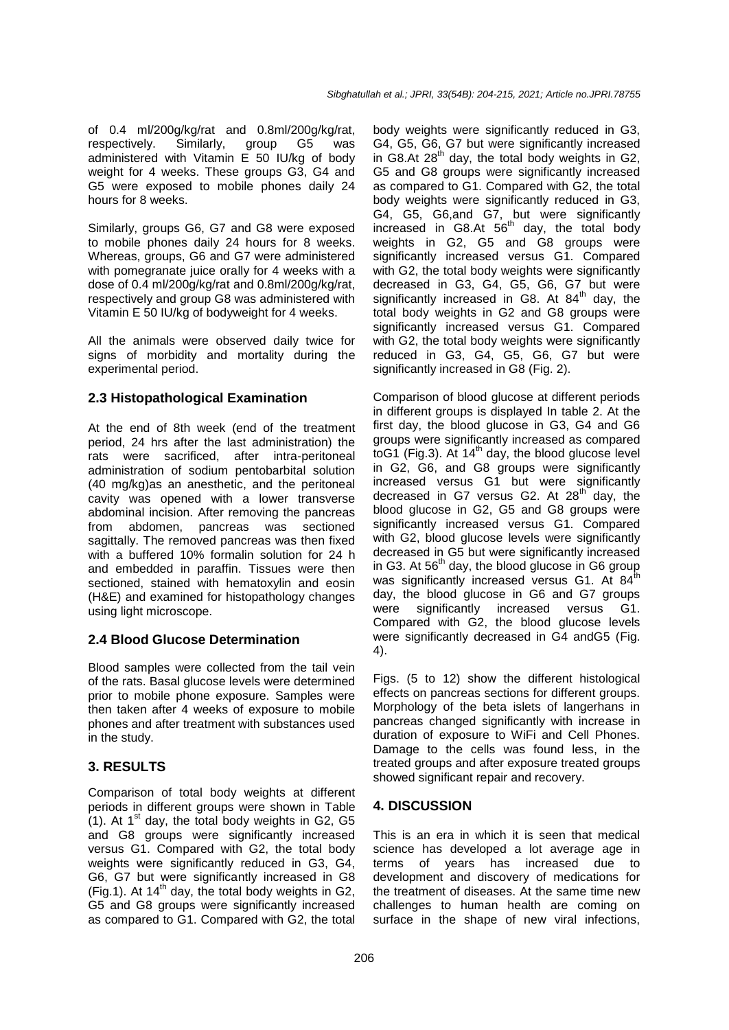of 0.4 ml/200g/kg/rat and 0.8ml/200g/kg/rat, respectively. Similarly, group G5 was administered with Vitamin E 50 IU/kg of body weight for 4 weeks. These groups G3, G4 and G5 were exposed to mobile phones daily 24 hours for 8 weeks.

Similarly, groups G6, G7 and G8 were exposed to mobile phones daily 24 hours for 8 weeks. Whereas, groups, G6 and G7 were administered with pomegranate juice orally for 4 weeks with a dose of 0.4 ml/200g/kg/rat and 0.8ml/200g/kg/rat, respectively and group G8 was administered with Vitamin E 50 IU/kg of bodyweight for 4 weeks.

All the animals were observed daily twice for signs of morbidity and mortality during the experimental period.

### 2.3 Histopathological Examination

At the end of 8th week (end of the treatment period, 24 hrs after the last administration) the rats were sacrificed, after intra-peritoneal administration of sodium pentobarbital solution (40 mg/kg)as an anesthetic, and the peritoneal cavity was opened with a lower transverse abdominal incision. After removing the pancreas from abdomen, pancreas was sectioned sagittally. The removed pancreas was then fixed with a buffered 10% formalin solution for 24 h and embedded in paraffin. Tissues were then sectioned, stained with hematoxylin and eosin (H&E) and examined for histopathology changes using light microscope.

### 2.4 Blood Glucose Determination

Blood samples were collected from the tail vein of the rats. Basal glucose levels were determined prior to mobile phone exposure. Samples were then taken after 4 weeks of exposure to mobile phones and after treatment with substances used in the study.

## 3. RESULTS

Comparison of total body weights at different periods in different groups were shown in Table (1). At 1st day, the total body weights in G2, G5 and G8 groups were significantly increased versus G1. Compared with G2, the total body weights were significantly reduced in G3, G4, G6, G7 but were significantly increased in G8 (Fig.1). At 14th day, the total body weights in G2, G5 and G8 groups were significantly increased as compared to G1. Compared with G2, the total body weights were significantly reduced in G3, G4, G5, G6, G7 but were significantly increased in G8.At 28th day, the total body weights in G2, G5 and G8 groups were significantly increased as compared to G1. Compared with G2, the total body weights were significantly reduced in G3, G4, G5, G6,and G7, but were significantly increased in G8.At 56th day, the total body weights in G2, G5 and G8 groups were significantly increased versus G1. Compared with G2, the total body weights were significantly decreased in G3, G4, G5, G6, G7 but were significantly increased in G8. At 84th day, the total body weights in G2 and G8 groups were significantly increased versus G1. Compared with G2, the total body weights were significantly reduced in G3, G4, G5, G6, G7 but were significantly increased in G8 (Fig. 2).

Comparison of blood glucose at different periods in different groups is displayed In table 2. At the first day, the blood glucose in G3, G4 and G6 groups were significantly increased as compared toG1 (Fig.3). At 14th day, the blood glucose level in G2, G6, and G8 groups were significantly increased versus G1 but were significantly decreased in G7 versus G2. At 28th day, the blood glucose in G2, G5 and G8 groups were significantly increased versus G1. Compared with G2, blood glucose levels were significantly decreased in G5 but were significantly increased in G3. At 56th day, the blood glucose in G6 group was significantly increased versus G1. At 84th day, the blood glucose in G6 and G7 groups were significantly increased versus G1. Compared with G2, the blood glucose levels were significantly decreased in G4 andG5 (Fig. 4).

Figs. (5 to 12) show the different histological effects on pancreas sections for different groups. Morphology of the beta islets of langerhans in pancreas changed significantly with increase in duration of exposure to WiFi and Cell Phones. Damage to the cells was found less, in the treated groups and after exposure treated groups showed significant repair and recovery.

## 4. DISCUSSION

This is an era in which it is seen that medical science has developed a lot average age in terms of years has increased due to development and discovery of medications for the treatment of diseases. At the same time new challenges to human health are coming on surface in the shape of new viral infections,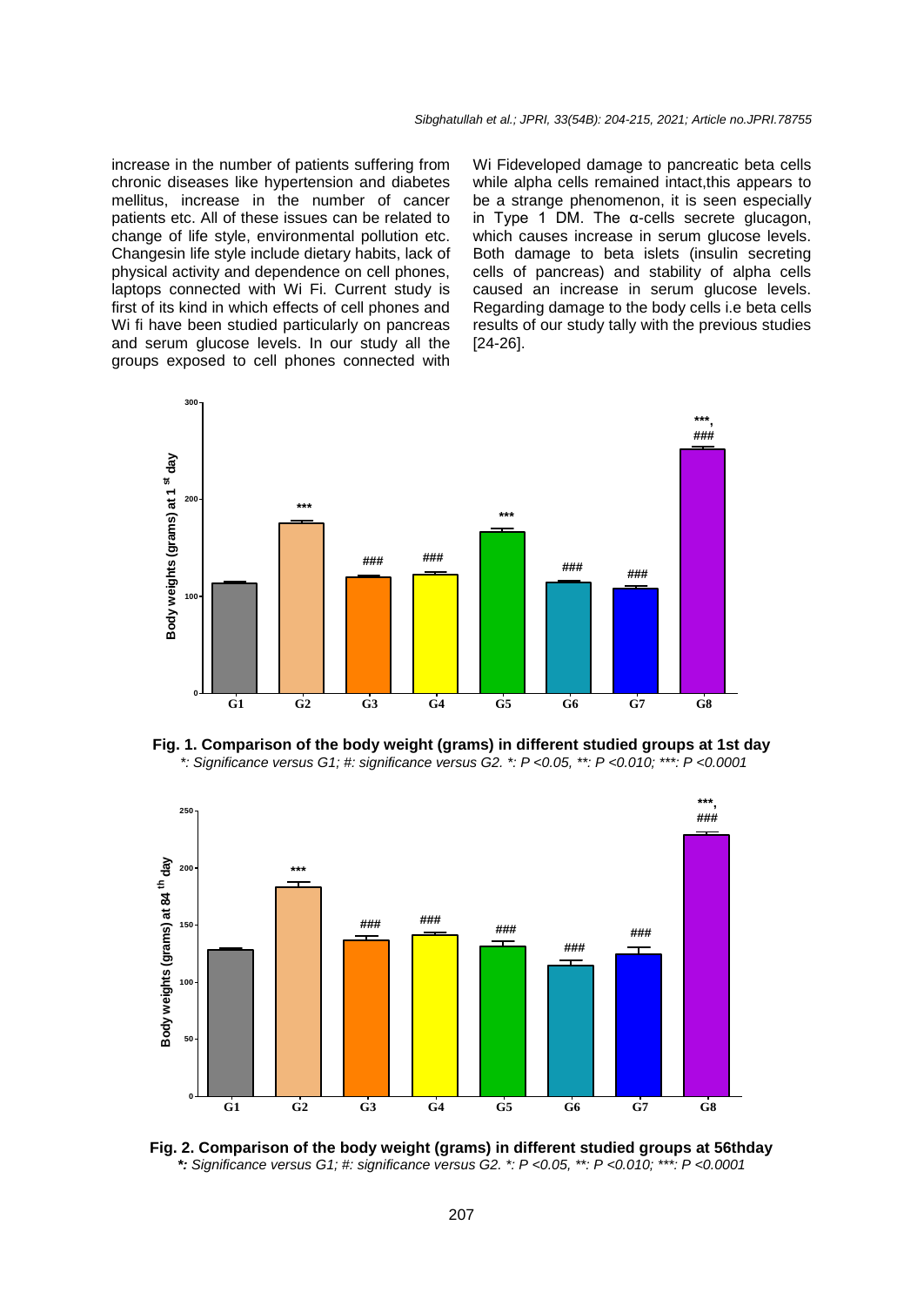increase in the number of patients suffering from chronic diseases like hypertension and diabetes mellitus, increase in the number of cancer patients etc. All of these issues can be related to change of life style, environmental pollution etc. Changesin life style include dietary habits, lack of physical activity and dependence on cell phones, laptops connected with Wi Fi. Current study is first of its kind in which effects of cell phones and Wi fi have been studied particularly on pancreas and serum glucose levels. In our study all the groups exposed to cell phones connected with Wi Fideveloped damage to pancreatic beta cells while alpha cells remained intact,this appears to be a strange phenomenon, it is seen especially in Type 1 DM. The α-cells secrete glucagon, which causes increase in serum glucose levels. Both damage to beta islets (insulin secreting cells of pancreas) and stability of alpha cells caused an increase in serum glucose levels. Regarding damage to the body cells i.e beta cells results of our study tally with the previous studies [24-26].

**Fig. 1. Comparison of the body weight (grams) in different studied groups at 1st day**

*\*: Significance versus G1; #: significance versus G2. \*: P <0.05, \*\*: P <0.010; \*\*\*: P <0.0001*

**Fig. 2. Comparison of the body weight (grams) in different studied groups at 56thday**

*\*: Significance versus G1; #: significance versus G2. \*: P <0.05, \*\*: P <0.010; \*\*\*: P <0.0001*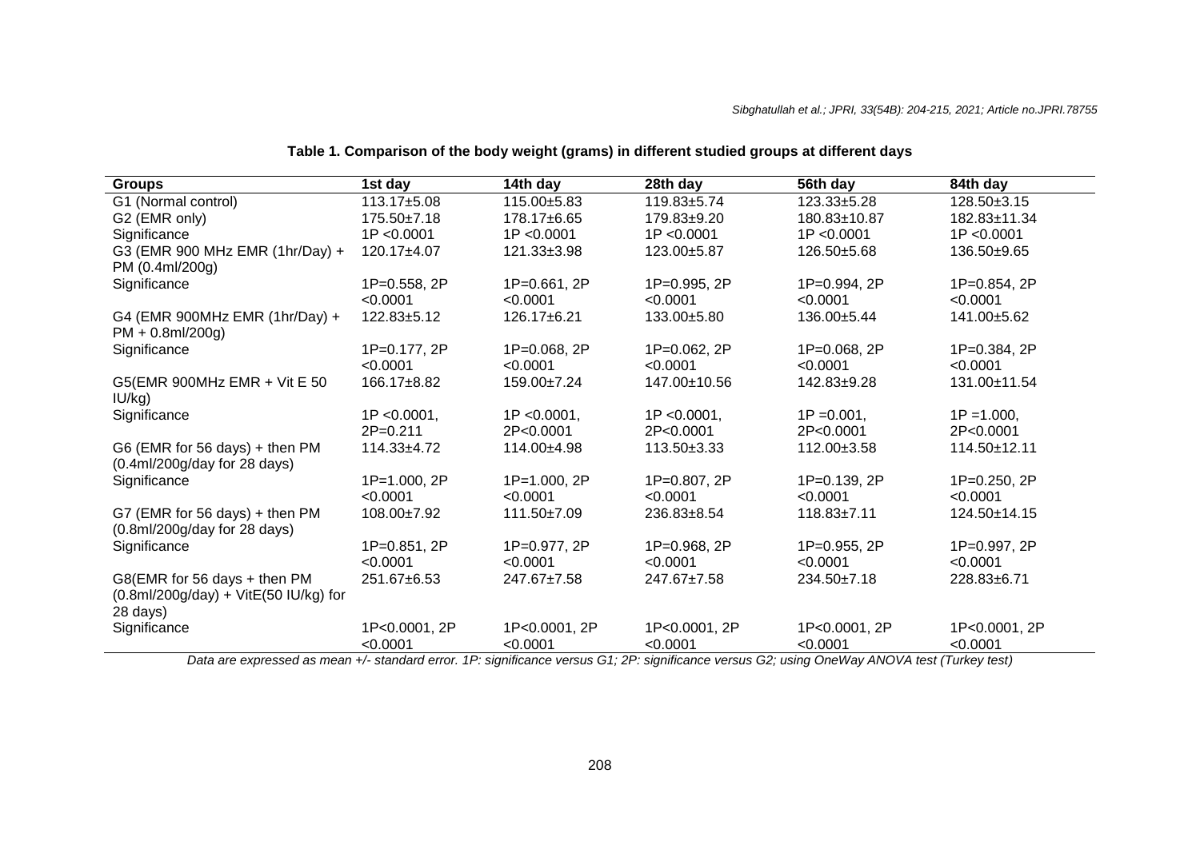**Table 1. Comparison of the body weight (grams) in different studied groups at different days**

| Groups | 1st day | 14th day | 28th day | 56th day | 84th day |
|---|---|---|---|---|---|
| G1 (Normal control) | 113.17±5.08 | 115.00±5.83 | 119.83±5.74 | 123.33±5.28 | 128.50±3.15 |
| G2 (EMR only) | 175.50±7.18 | 178.17±6.65 | 179.83±9.20 | 180.83±10.87 | 182.83±11.34 |
| Significance | 1P <0.0001 | 1P <0.0001 | 1P <0.0001 | 1P <0.0001 | 1P <0.0001 |
| G3 (EMR 900 MHz EMR (1hr/Day) + PM (0.4ml/200g) | 120.17±4.07 | 121.33±3.98 | 123.00±5.87 | 126.50±5.68 | 136.50±9.65 |
| Significance | 1P=0.558, 2P <0.0001 | 1P=0.661, 2P <0.0001 | 1P=0.995, 2P <0.0001 | 1P=0.994, 2P <0.0001 | 1P=0.854, 2P <0.0001 |
| G4 (EMR 900MHz EMR (1hr/Day) + PM + 0.8ml/200g) | 122.83±5.12 | 126.17±6.21 | 133.00±5.80 | 136.00±5.44 | 141.00±5.62 |
| Significance | 1P=0.177, 2P <0.0001 | 1P=0.068, 2P <0.0001 | 1P=0.062, 2P <0.0001 | 1P=0.068, 2P <0.0001 | 1P=0.384, 2P <0.0001 |
| G5(EMR 900MHz EMR + Vit E 50 IU/kg) | 166.17±8.82 | 159.00±7.24 | 147.00±10.56 | 142.83±9.28 | 131.00±11.54 |
| Significance | 1P <0.0001, 2P=0.211 | 1P <0.0001, 2P<0.0001 | 1P <0.0001, 2P<0.0001 | 1P =0.001, 2P<0.0001 | 1P =1.000, 2P<0.0001 |
| G6 (EMR for 56 days) + then PM (0.4ml/200g/day for 28 days) | 114.33±4.72 | 114.00±4.98 | 113.50±3.33 | 112.00±3.58 | 114.50±12.11 |
| Significance | 1P=1.000, 2P <0.0001 | 1P=1.000, 2P <0.0001 | 1P=0.807, 2P <0.0001 | 1P=0.139, 2P <0.0001 | 1P=0.250, 2P <0.0001 |
| G7 (EMR for 56 days) + then PM (0.8ml/200g/day for 28 days) | 108.00±7.92 | 111.50±7.09 | 236.83±8.54 | 118.83±7.11 | 124.50±14.15 |
| Significance | 1P=0.851, 2P <0.0001 | 1P=0.977, 2P <0.0001 | 1P=0.968, 2P <0.0001 | 1P=0.955, 2P <0.0001 | 1P=0.997, 2P <0.0001 |
| G8(EMR for 56 days + then PM (0.8ml/200g/day) + VitE(50 IU/kg) for 28 days) | 251.67±6.53 | 247.67±7.58 | 247.67±7.58 | 234.50±7.18 | 228.83±6.71 |
| Significance | 1P<0.0001, 2P <0.0001 | 1P<0.0001, 2P <0.0001 | 1P<0.0001, 2P <0.0001 | 1P<0.0001, 2P <0.0001 | 1P<0.0001, 2P <0.0001 |

*Data are expressed as mean +/- standard error. 1P: significance versus G1; 2P: significance versus G2; using OneWay ANOVA test (Turkey test)*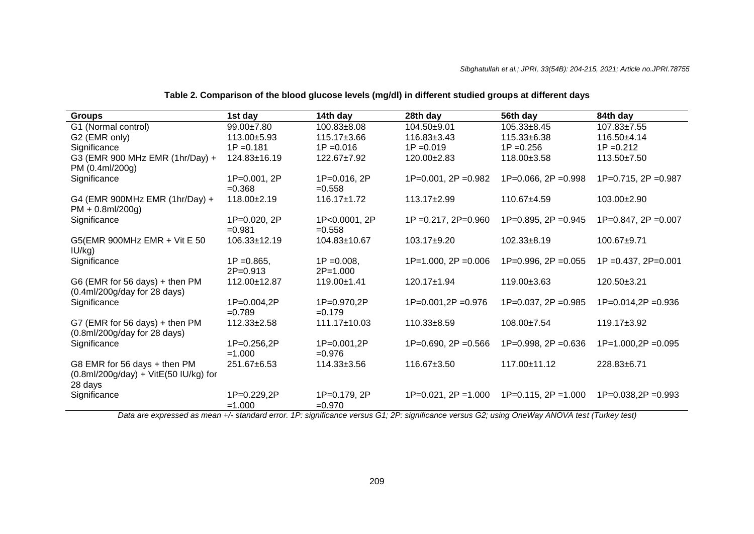**Table 2. Comparison of the blood glucose levels (mg/dl) in different studied groups at different days**

| Groups | 1st day | 14th day | 28th day | 56th day | 84th day |
|---|---|---|---|---|---|
| G1 (Normal control) | 99.00±7.80 | 100.83±8.08 | 104.50±9.01 | 105.33±8.45 | 107.83±7.55 |
| G2 (EMR only) | 113.00±5.93 | 115.17±3.66 | 116.83±3.43 | 115.33±6.38 | 116.50±4.14 |
| Significance | 1P =0.181 | 1P =0.016 | 1P =0.019 | 1P =0.256 | 1P =0.212 |
| G3 (EMR 900 MHz EMR (1hr/Day) + PM (0.4ml/200g) | 124.83±16.19 | 122.67±7.92 | 120.00±2.83 | 118.00±3.58 | 113.50±7.50 |
| Significance | 1P=0.001, 2P =0.368 | 1P=0.016, 2P =0.558 | 1P=0.001, 2P =0.982 | 1P=0.066, 2P =0.998 | 1P=0.715, 2P =0.987 |
| G4 (EMR 900MHz EMR (1hr/Day) + PM + 0.8ml/200g) | 118.00±2.19 | 116.17±1.72 | 113.17±2.99 | 110.67±4.59 | 103.00±2.90 |
| Significance | 1P=0.020, 2P =0.981 | 1P<0.0001, 2P =0.558 | 1P =0.217, 2P=0.960 | 1P=0.895, 2P =0.945 | 1P=0.847, 2P =0.007 |
| G5(EMR 900MHz EMR + Vit E 50 IU/kg) | 106.33±12.19 | 104.83±10.67 | 103.17±9.20 | 102.33±8.19 | 100.67±9.71 |
| Significance | 1P =0.865, 2P=0.913 | 1P =0.008, 2P=1.000 | 1P=1.000, 2P =0.006 | 1P=0.996, 2P =0.055 | 1P =0.437, 2P=0.001 |
| G6 (EMR for 56 days) + then PM (0.4ml/200g/day for 28 days) | 112.00±12.87 | 119.00±1.41 | 120.17±1.94 | 119.00±3.63 | 120.50±3.21 |
| Significance | 1P=0.004,2P =0.789 | 1P=0.970,2P =0.179 | 1P=0.001,2P =0.976 | 1P=0.037, 2P =0.985 | 1P=0.014,2P =0.936 |
| G7 (EMR for 56 days) + then PM (0.8ml/200g/day for 28 days) | 112.33±2.58 | 111.17±10.03 | 110.33±8.59 | 108.00±7.54 | 119.17±3.92 |
| Significance | 1P=0.256,2P =1.000 | 1P=0.001,2P =0.976 | 1P=0.690, 2P =0.566 | 1P=0.998, 2P =0.636 | 1P=1.000,2P =0.095 |
| G8 EMR for 56 days + then PM (0.8ml/200g/day) + VitE(50 IU/kg) for 28 days | 251.67±6.53 | 114.33±3.56 | 116.67±3.50 | 117.00±11.12 | 228.83±6.71 |
| Significance | 1P=0.229,2P =1.000 | 1P=0.179, 2P =0.970 | 1P=0.021, 2P =1.000 | 1P=0.115, 2P =1.000 | 1P=0.038,2P =0.993 |

*Data are expressed as mean +/- standard error. 1P: significance versus G1; 2P: significance versus G2; using OneWay ANOVA test (Turkey test)*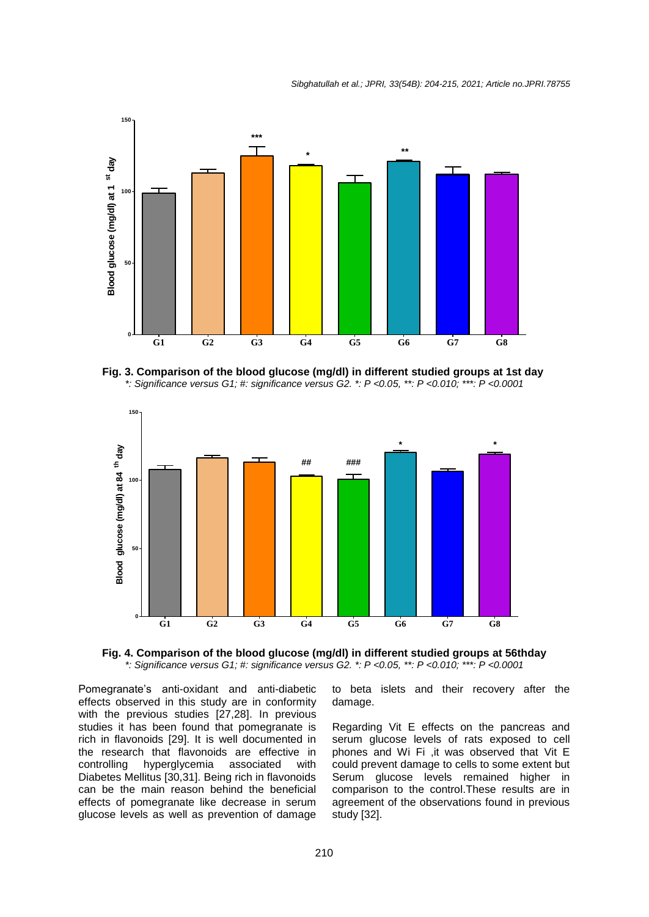**Fig. 3. Comparison of the blood glucose (mg/dl) in different studied groups at 1st day**

*\*: Significance versus G1; #: significance versus G2. \*: P <0.05, \*\*: P <0.010; \*\*\*: P <0.0001*

**Fig. 4. Comparison of the blood glucose (mg/dl) in different studied groups at 56thday**

*\*: Significance versus G1; #: significance versus G2. \*: P <0.05, \*\*: P <0.010; \*\*\*: P <0.0001*

Pomegranate's anti-oxidant and anti-diabetic effects observed in this study are in conformity with the previous studies [27,28]. In previous studies it has been found that pomegranate is rich in flavonoids [29]. It is well documented in the research that flavonoids are effective in controlling hyperglycemia associated with Diabetes Mellitus [30,31]. Being rich in flavonoids can be the main reason behind the beneficial effects of pomegranate like decrease in serum glucose levels as well as prevention of damage to beta islets and their recovery after the damage.

Regarding Vit E effects on the pancreas and serum glucose levels of rats exposed to cell phones and Wi Fi ,it was observed that Vit E could prevent damage to cells to some extent but Serum glucose levels remained higher in comparison to the control.These results are in agreement of the observations found in previous study [32].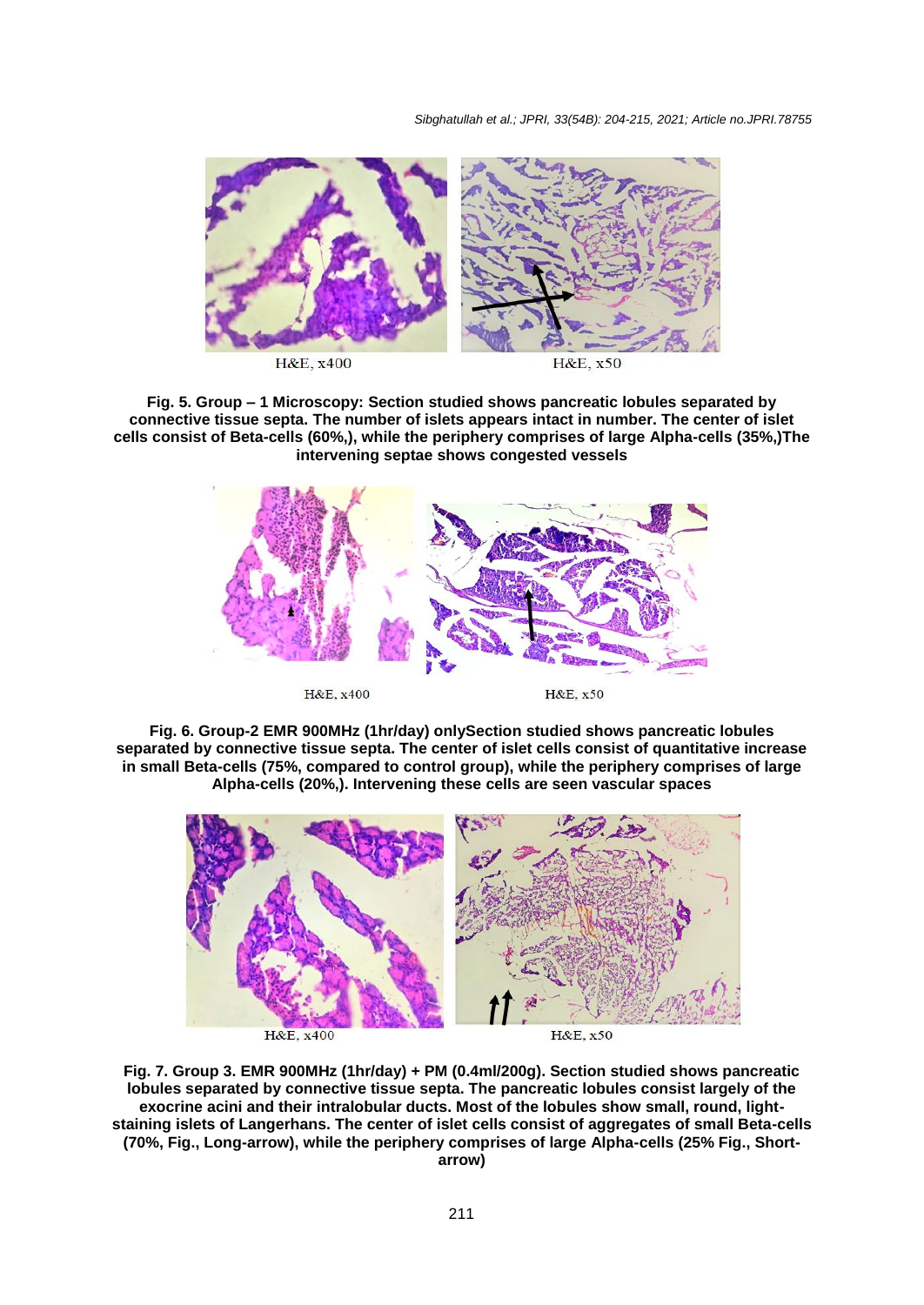H&E, x400 H&E, x50

**Fig. 5. Group – 1 Microscopy: Section studied shows pancreatic lobules separated by connective tissue septa. The number of islets appears intact in number. The center of islet cells consist of Beta-cells (60%,), while the periphery comprises of large Alpha-cells (35%,)The intervening septae shows congested vessels**

H&E, x400 H&E, x50

**Fig. 6. Group-2 EMR 900MHz (1hr/day) onlySection studied shows pancreatic lobules separated by connective tissue septa. The center of islet cells consist of quantitative increase in small Beta-cells (75%, compared to control group), while the periphery comprises of large Alpha-cells (20%,). Intervening these cells are seen vascular spaces**

H&E, x400 H&E, x50

**Fig. 7. Group 3. EMR 900MHz (1hr/day) + PM (0.4ml/200g). Section studied shows pancreatic lobules separated by connective tissue septa. The pancreatic lobules consist largely of the exocrine acini and their intralobular ducts. Most of the lobules show small, round, light-staining islets of Langerhans. The center of islet cells consist of aggregates of small Beta-cells (70%, Fig., Long-arrow), while the periphery comprises of large Alpha-cells (25% Fig., Short-arrow)**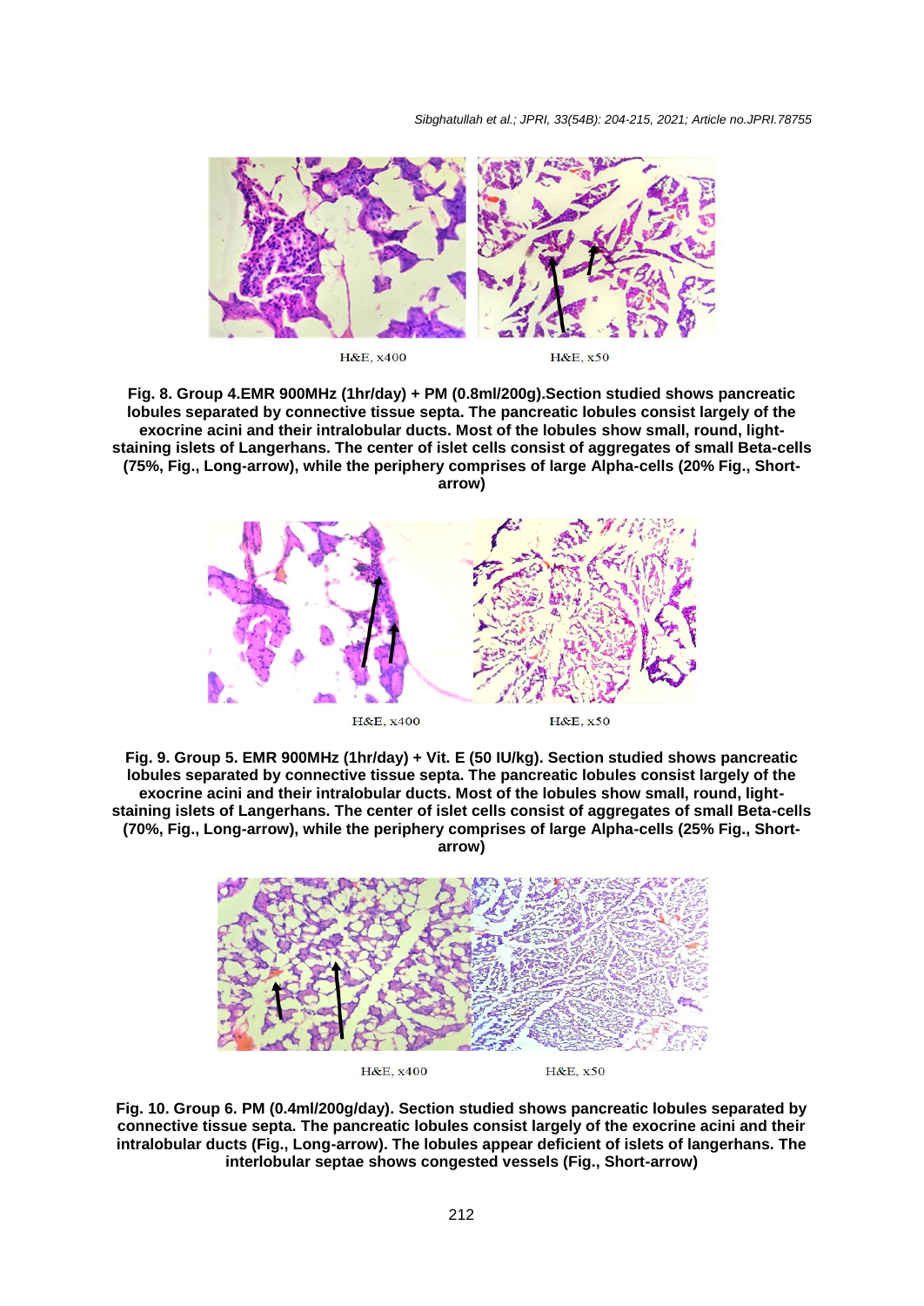H&E, x400 H&E, x50

**Fig. 8. Group 4.EMR 900MHz (1hr/day) + PM (0.8ml/200g).Section studied shows pancreatic lobules separated by connective tissue septa. The pancreatic lobules consist largely of the exocrine acini and their intralobular ducts. Most of the lobules show small, round, light-staining islets of Langerhans. The center of islet cells consist of aggregates of small Beta-cells (75%, Fig., Long-arrow), while the periphery comprises of large Alpha-cells (20% Fig., Short-arrow)**

H&E, x400 H&E, x50

**Fig. 9. Group 5. EMR 900MHz (1hr/day) + Vit. E (50 IU/kg). Section studied shows pancreatic lobules separated by connective tissue septa. The pancreatic lobules consist largely of the exocrine acini and their intralobular ducts. Most of the lobules show small, round, light-staining islets of Langerhans. The center of islet cells consist of aggregates of small Beta-cells (70%, Fig., Long-arrow), while the periphery comprises of large Alpha-cells (25% Fig., Short-arrow)**

H&E, x400 H&E, x50

**Fig. 10. Group 6. PM (0.4ml/200g/day). Section studied shows pancreatic lobules separated by connective tissue septa. The pancreatic lobules consist largely of the exocrine acini and their intralobular ducts (Fig., Long-arrow). The lobules appear deficient of islets of langerhans. The interlobular septae shows congested vessels (Fig., Short-arrow)**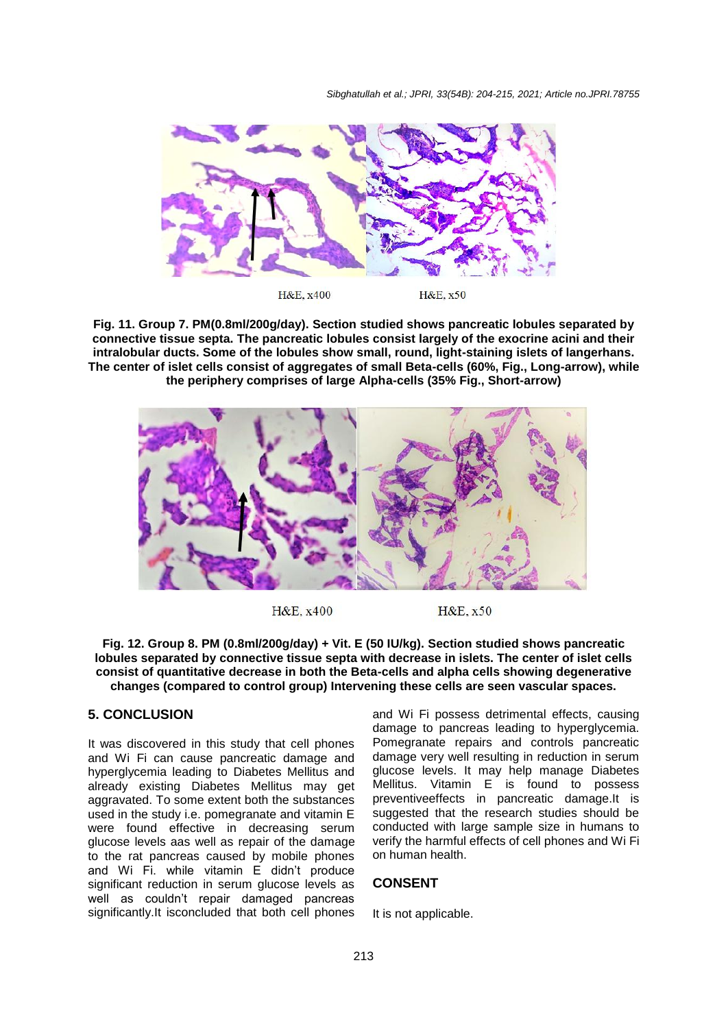H&E, x400 H&E, x50

**Fig. 11. Group 7. PM(0.8ml/200g/day). Section studied shows pancreatic lobules separated by connective tissue septa. The pancreatic lobules consist largely of the exocrine acini and their intralobular ducts. Some of the lobules show small, round, light-staining islets of langerhans. The center of islet cells consist of aggregates of small Beta-cells (60%, Fig., Long-arrow), while the periphery comprises of large Alpha-cells (35% Fig., Short-arrow)**

H&E, x400 H&E, x50

**Fig. 12. Group 8. PM (0.8ml/200g/day) + Vit. E (50 IU/kg). Section studied shows pancreatic lobules separated by connective tissue septa with decrease in islets. The center of islet cells consist of quantitative decrease in both the Beta-cells and alpha cells showing degenerative changes (compared to control group) Intervening these cells are seen vascular spaces.**

## 5. CONCLUSION

It was discovered in this study that cell phones and Wi Fi can cause pancreatic damage and hyperglycemia leading to Diabetes Mellitus and already existing Diabetes Mellitus may get aggravated. To some extent both the substances used in the study i.e. pomegranate and vitamin E were found effective in decreasing serum glucose levels aas well as repair of the damage to the rat pancreas caused by mobile phones and Wi Fi. while vitamin E didn't produce significant reduction in serum glucose levels as well as couldn't repair damaged pancreas significantly.It isconcluded that both cell phones and Wi Fi possess detrimental effects, causing damage to pancreas leading to hyperglycemia. Pomegranate repairs and controls pancreatic damage very well resulting in reduction in serum glucose levels. It may help manage Diabetes Mellitus. Vitamin E is found to possess preventiveeffects in pancreatic damage.It is suggested that the research studies should be conducted with large sample size in humans to verify the harmful effects of cell phones and Wi Fi on human health.

## CONSENT

It is not applicable.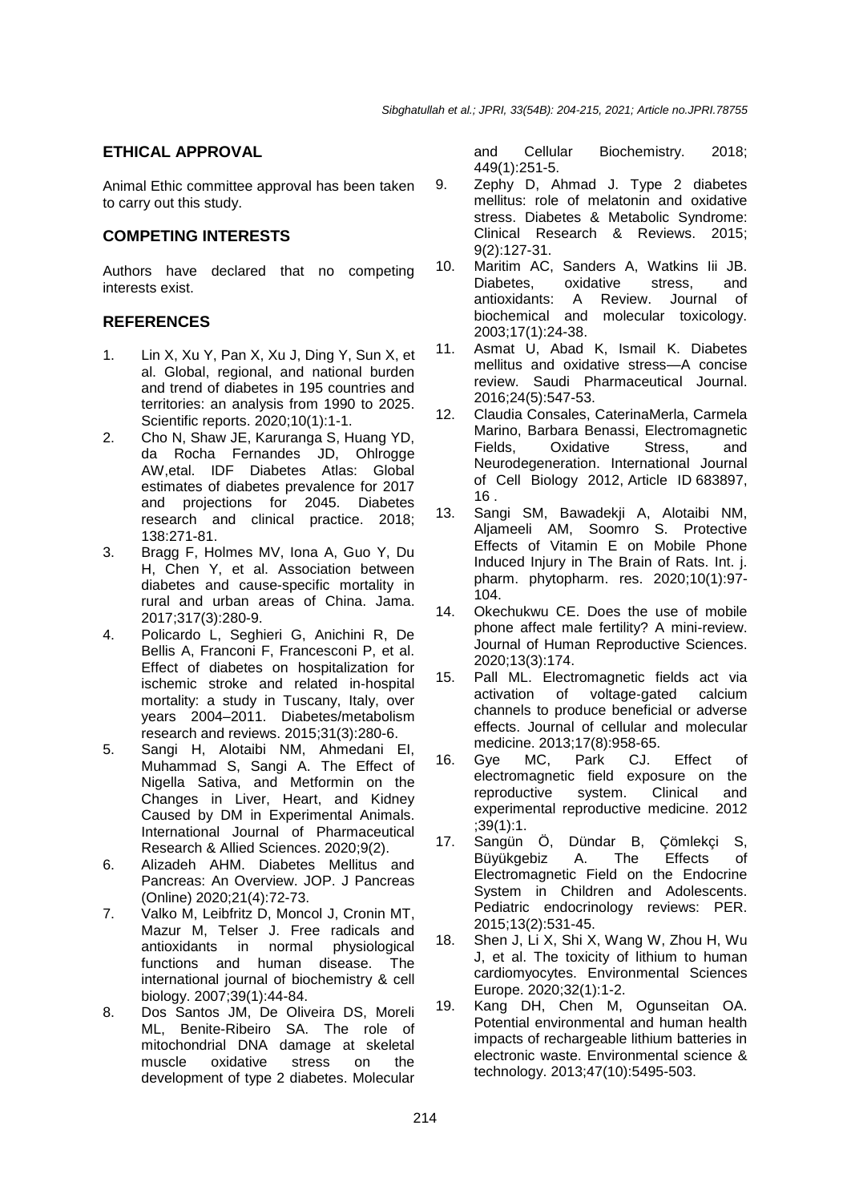## ETHICAL APPROVAL

Animal Ethic committee approval has been taken to carry out this study.

## COMPETING INTERESTS

Authors have declared that no competing interests exist.

## REFERENCES

1. Lin X, Xu Y, Pan X, Xu J, Ding Y, Sun X, et al. Global, regional, and national burden and trend of diabetes in 195 countries and territories: an analysis from 1990 to 2025. Scientific reports. 2020;10(1):1-1.
2. Cho N, Shaw JE, Karuranga S, Huang YD, da Rocha Fernandes JD, Ohlrogge AW,etal. IDF Diabetes Atlas: Global estimates of diabetes prevalence for 2017 and projections for 2045. Diabetes research and clinical practice. 2018; 138:271-81.
3. Bragg F, Holmes MV, Iona A, Guo Y, Du H, Chen Y, et al. Association between diabetes and cause-specific mortality in rural and urban areas of China. Jama. 2017;317(3):280-9.
4. Policardo L, Seghieri G, Anichini R, De Bellis A, Franconi F, Francesconi P, et al. Effect of diabetes on hospitalization for ischemic stroke and related in-hospital mortality: a study in Tuscany, Italy, over years 2004–2011. Diabetes/metabolism research and reviews. 2015;31(3):280-6.
5. Sangi H, Alotaibi NM, Ahmedani EI, Muhammad S, Sangi A. The Effect of Nigella Sativa, and Metformin on the Changes in Liver, Heart, and Kidney Caused by DM in Experimental Animals. International Journal of Pharmaceutical Research & Allied Sciences. 2020;9(2).
6. Alizadeh AHM. Diabetes Mellitus and Pancreas: An Overview. JOP. J Pancreas (Online) 2020;21(4):72-73.
7. Valko M, Leibfritz D, Moncol J, Cronin MT, Mazur M, Telser J. Free radicals and antioxidants in normal physiological functions and human disease. The international journal of biochemistry & cell biology. 2007;39(1):44-84.
8. Dos Santos JM, De Oliveira DS, Moreli ML, Benite-Ribeiro SA. The role of mitochondrial DNA damage at skeletal muscle oxidative stress on the development of type 2 diabetes. Molecular and Cellular Biochemistry. 2018; 449(1):251-5.
9. Zephy D, Ahmad J. Type 2 diabetes mellitus: role of melatonin and oxidative stress. Diabetes & Metabolic Syndrome: Clinical Research & Reviews. 2015; 9(2):127-31.
10. Maritim AC, Sanders A, Watkins Iii JB. Diabetes, oxidative stress, and antioxidants: A Review. Journal of biochemical and molecular toxicology. 2003;17(1):24-38.
11. Asmat U, Abad K, Ismail K. Diabetes mellitus and oxidative stress—A concise review. Saudi Pharmaceutical Journal. 2016;24(5):547-53.
12. Claudia Consales, CaterinaMerla, Carmela Marino, Barbara Benassi, Electromagnetic Fields, Oxidative Stress, and Neurodegeneration. International Journal of Cell Biology 2012, Article ID 683897, 16 .
13. Sangi SM, Bawadekji A, Alotaibi NM, Aljameeli AM, Soomro S. Protective Effects of Vitamin E on Mobile Phone Induced Injury in The Brain of Rats. Int. j. pharm. phytopharm. res. 2020;10(1):97-104.
14. Okechukwu CE. Does the use of mobile phone affect male fertility? A mini-review. Journal of Human Reproductive Sciences. 2020;13(3):174.
15. Pall ML. Electromagnetic fields act via activation of voltage-gated calcium channels to produce beneficial or adverse effects. Journal of cellular and molecular medicine. 2013;17(8):958-65.
16. Gye MC, Park CJ. Effect of electromagnetic field exposure on the reproductive system. Clinical and experimental reproductive medicine. 2012 ;39(1):1.
17. Sangün Ö, Dündar B, Çömlekçi S, Büyükgebiz A. The Effects of Electromagnetic Field on the Endocrine System in Children and Adolescents. Pediatric endocrinology reviews: PER. 2015;13(2):531-45.
18. Shen J, Li X, Shi X, Wang W, Zhou H, Wu J, et al. The toxicity of lithium to human cardiomyocytes. Environmental Sciences Europe. 2020;32(1):1-2.
19. Kang DH, Chen M, Ogunseitan OA. Potential environmental and human health impacts of rechargeable lithium batteries in electronic waste. Environmental science & technology. 2013;47(10):5495-503.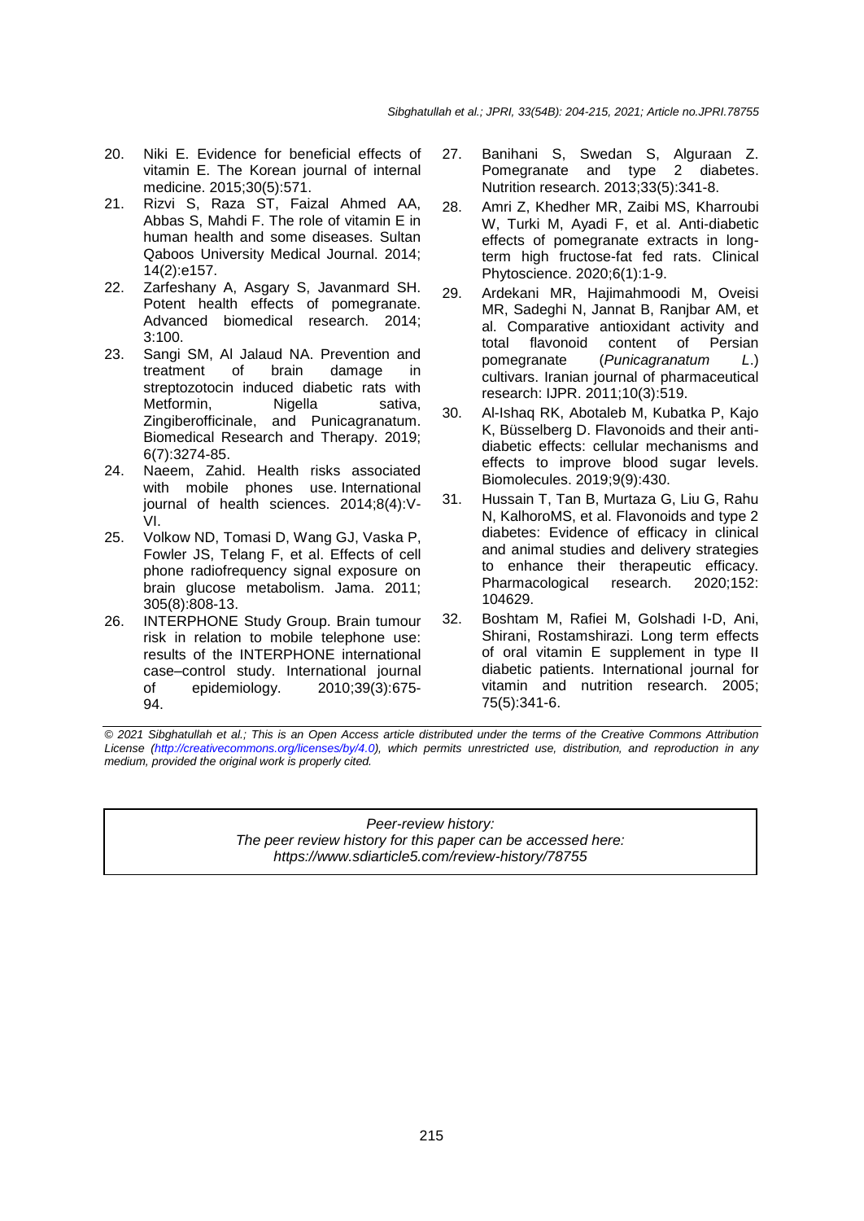20. Niki E. Evidence for beneficial effects of vitamin E. The Korean journal of internal medicine. 2015;30(5):571.
21. Rizvi S, Raza ST, Faizal Ahmed AA, Abbas S, Mahdi F. The role of vitamin E in human health and some diseases. Sultan Qaboos University Medical Journal. 2014; 14(2):e157.
22. Zarfeshany A, Asgary S, Javanmard SH. Potent health effects of pomegranate. Advanced biomedical research. 2014; 3:100.
23. Sangi SM, Al Jalaud NA. Prevention and treatment of brain damage in streptozotocin induced diabetic rats with Metformin, Nigella sativa, Zingiberofficinale, and Punicagranatum. Biomedical Research and Therapy. 2019; 6(7):3274-85.
24. Naeem, Zahid. Health risks associated with mobile phones use. International journal of health sciences. 2014;8(4):V-VI.
25. Volkow ND, Tomasi D, Wang GJ, Vaska P, Fowler JS, Telang F, et al. Effects of cell phone radiofrequency signal exposure on brain glucose metabolism. Jama. 2011; 305(8):808-13.
26. INTERPHONE Study Group. Brain tumour risk in relation to mobile telephone use: results of the INTERPHONE international case–control study. International journal of epidemiology. 2010;39(3):675-94.
27. Banihani S, Swedan S, Alguraan Z. Pomegranate and type 2 diabetes. Nutrition research. 2013;33(5):341-8.
28. Amri Z, Khedher MR, Zaibi MS, Kharroubi W, Turki M, Ayadi F, et al. Anti-diabetic effects of pomegranate extracts in long-term high fructose-fat fed rats. Clinical Phytoscience. 2020;6(1):1-9.
29. Ardekani MR, Hajimahmoodi M, Oveisi MR, Sadeghi N, Jannat B, Ranjbar AM, et al. Comparative antioxidant activity and total flavonoid content of Persian pomegranate (*Punicagranatum L.*) cultivars. Iranian journal of pharmaceutical research: IJPR. 2011;10(3):519.
30. Al-Ishaq RK, Abotaleb M, Kubatka P, Kajo K, Büsselberg D. Flavonoids and their anti-diabetic effects: cellular mechanisms and effects to improve blood sugar levels. Biomolecules. 2019;9(9):430.
31. Hussain T, Tan B, Murtaza G, Liu G, Rahu N, KalhoroMS, et al. Flavonoids and type 2 diabetes: Evidence of efficacy in clinical and animal studies and delivery strategies to enhance their therapeutic efficacy. Pharmacological research. 2020;152: 104629.
32. Boshtam M, Rafiei M, Golshadi I-D, Ani, Shirani, Rostamshirazi. Long term effects of oral vitamin E supplement in type II diabetic patients. International journal for vitamin and nutrition research. 2005; 75(5):341-6.

---

*© 2021 Sibghatullah et al.; This is an Open Access article distributed under the terms of the Creative Commons Attribution License (http://creativecommons.org/licenses/by/4.0), which permits unrestricted use, distribution, and reproduction in any medium, provided the original work is properly cited.*

*Peer-review history:*
*The peer review history for this paper can be accessed here:*
*https://www.sdiarticle5.com/review-history/78755*